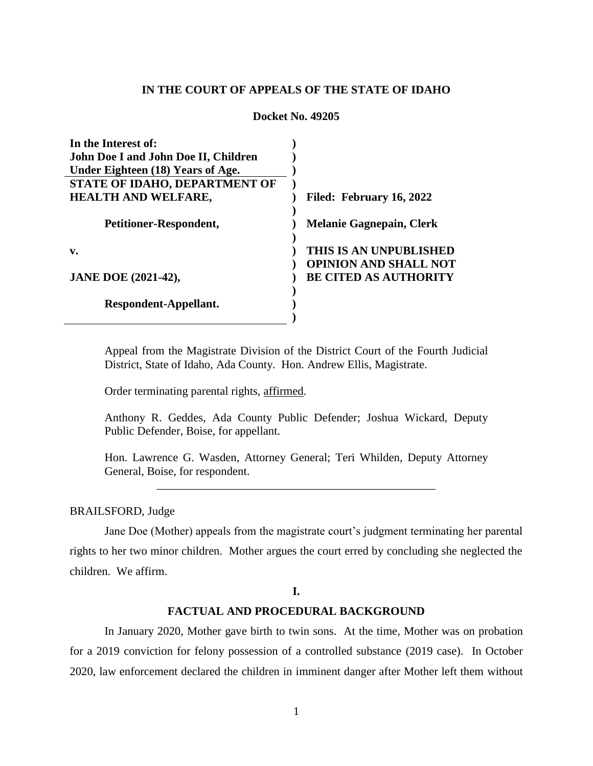**IN THE COURT OF APPEALS OF THE STATE OF IDAHO**

**Docket No. 49205**

| | |
|---|---|
| **In the Interest of: John Doe I and John Doe II, Children Under Eighteen (18) Years of Age.** | |
| **STATE OF IDAHO, DEPARTMENT OF HEALTH AND WELFARE,** | **Filed: February 16, 2022** |
| **Petitioner-Respondent,** | **Melanie Gagnepain, Clerk** |
| **v.** | **THIS IS AN UNPUBLISHED OPINION AND SHALL NOT BE CITED AS AUTHORITY** |
| **JANE DOE (2021-42),** | |
| **Respondent-Appellant.** | |

Appeal from the Magistrate Division of the District Court of the Fourth Judicial District, State of Idaho, Ada County. Hon. Andrew Ellis, Magistrate.

Order terminating parental rights, affirmed.

Anthony R. Geddes, Ada County Public Defender; Joshua Wickard, Deputy Public Defender, Boise, for appellant.

Hon. Lawrence G. Wasden, Attorney General; Teri Whilden, Deputy Attorney General, Boise, for respondent.

---

BRAILSFORD, Judge

Jane Doe (Mother) appeals from the magistrate court's judgment terminating her parental rights to her two minor children. Mother argues the court erred by concluding she neglected the children. We affirm.

## I.

## FACTUAL AND PROCEDURAL BACKGROUND

In January 2020, Mother gave birth to twin sons. At the time, Mother was on probation for a 2019 conviction for felony possession of a controlled substance (2019 case). In October 2020, law enforcement declared the children in imminent danger after Mother left them without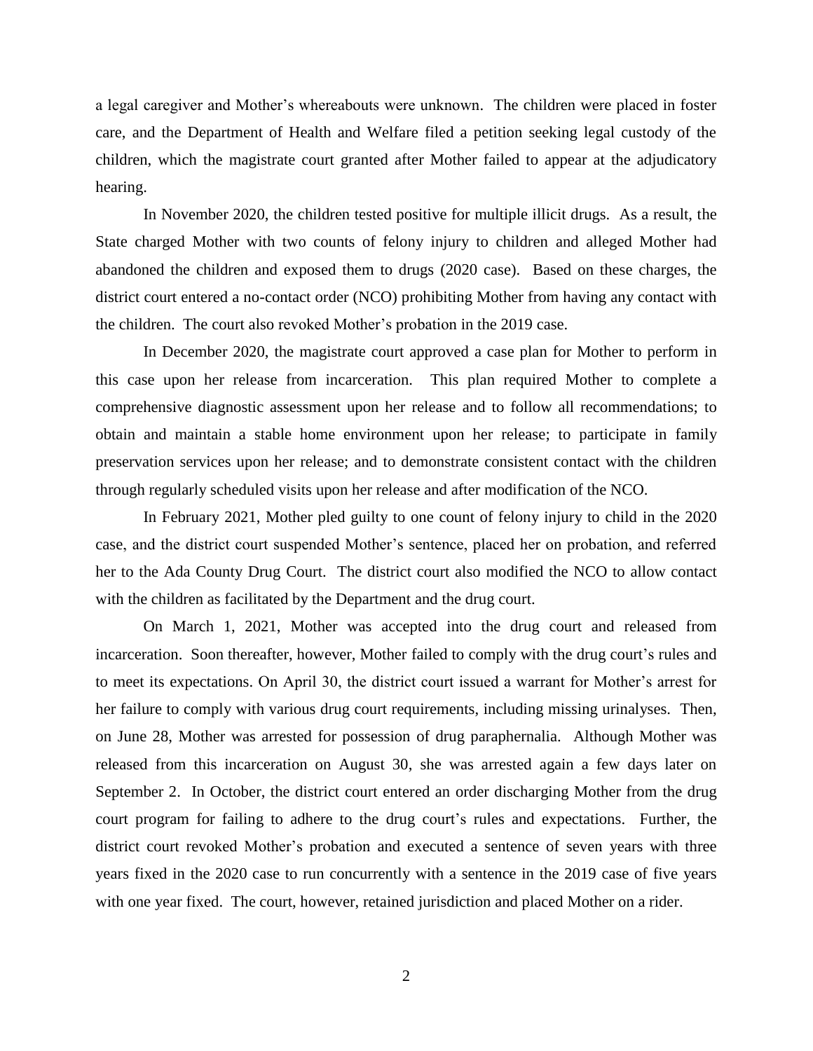a legal caregiver and Mother's whereabouts were unknown. The children were placed in foster care, and the Department of Health and Welfare filed a petition seeking legal custody of the children, which the magistrate court granted after Mother failed to appear at the adjudicatory hearing.

In November 2020, the children tested positive for multiple illicit drugs. As a result, the State charged Mother with two counts of felony injury to children and alleged Mother had abandoned the children and exposed them to drugs (2020 case). Based on these charges, the district court entered a no-contact order (NCO) prohibiting Mother from having any contact with the children. The court also revoked Mother's probation in the 2019 case.

In December 2020, the magistrate court approved a case plan for Mother to perform in this case upon her release from incarceration. This plan required Mother to complete a comprehensive diagnostic assessment upon her release and to follow all recommendations; to obtain and maintain a stable home environment upon her release; to participate in family preservation services upon her release; and to demonstrate consistent contact with the children through regularly scheduled visits upon her release and after modification of the NCO.

In February 2021, Mother pled guilty to one count of felony injury to child in the 2020 case, and the district court suspended Mother's sentence, placed her on probation, and referred her to the Ada County Drug Court. The district court also modified the NCO to allow contact with the children as facilitated by the Department and the drug court.

On March 1, 2021, Mother was accepted into the drug court and released from incarceration. Soon thereafter, however, Mother failed to comply with the drug court's rules and to meet its expectations. On April 30, the district court issued a warrant for Mother's arrest for her failure to comply with various drug court requirements, including missing urinalyses. Then, on June 28, Mother was arrested for possession of drug paraphernalia. Although Mother was released from this incarceration on August 30, she was arrested again a few days later on September 2. In October, the district court entered an order discharging Mother from the drug court program for failing to adhere to the drug court's rules and expectations. Further, the district court revoked Mother's probation and executed a sentence of seven years with three years fixed in the 2020 case to run concurrently with a sentence in the 2019 case of five years with one year fixed. The court, however, retained jurisdiction and placed Mother on a rider.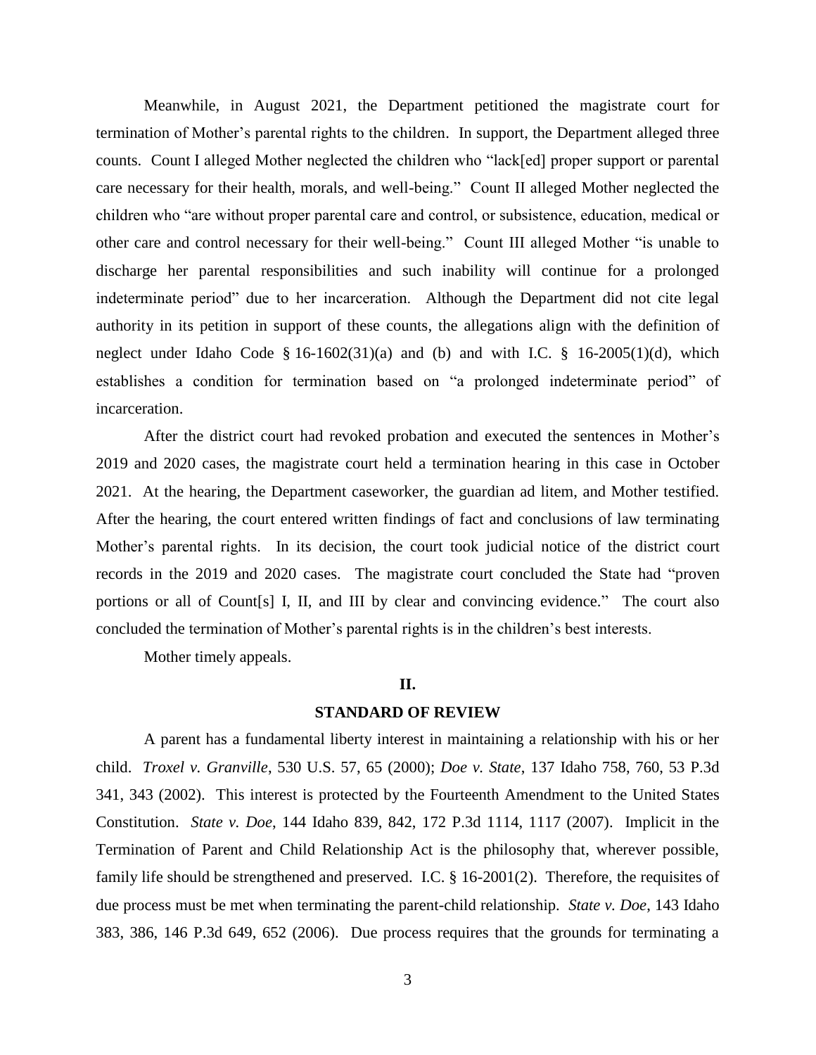Meanwhile, in August 2021, the Department petitioned the magistrate court for termination of Mother's parental rights to the children. In support, the Department alleged three counts. Count I alleged Mother neglected the children who "lack[ed] proper support or parental care necessary for their health, morals, and well-being." Count II alleged Mother neglected the children who "are without proper parental care and control, or subsistence, education, medical or other care and control necessary for their well-being." Count III alleged Mother "is unable to discharge her parental responsibilities and such inability will continue for a prolonged indeterminate period" due to her incarceration. Although the Department did not cite legal authority in its petition in support of these counts, the allegations align with the definition of neglect under Idaho Code § 16-1602(31)(a) and (b) and with I.C. § 16-2005(1)(d), which establishes a condition for termination based on "a prolonged indeterminate period" of incarceration.

After the district court had revoked probation and executed the sentences in Mother's 2019 and 2020 cases, the magistrate court held a termination hearing in this case in October 2021. At the hearing, the Department caseworker, the guardian ad litem, and Mother testified. After the hearing, the court entered written findings of fact and conclusions of law terminating Mother's parental rights. In its decision, the court took judicial notice of the district court records in the 2019 and 2020 cases. The magistrate court concluded the State had "proven portions or all of Count[s] I, II, and III by clear and convincing evidence." The court also concluded the termination of Mother's parental rights is in the children's best interests.

Mother timely appeals.

## II.

## STANDARD OF REVIEW

A parent has a fundamental liberty interest in maintaining a relationship with his or her child. *Troxel v. Granville*, 530 U.S. 57, 65 (2000); *Doe v. State*, 137 Idaho 758, 760, 53 P.3d 341, 343 (2002). This interest is protected by the Fourteenth Amendment to the United States Constitution. *State v. Doe*, 144 Idaho 839, 842, 172 P.3d 1114, 1117 (2007). Implicit in the Termination of Parent and Child Relationship Act is the philosophy that, wherever possible, family life should be strengthened and preserved. I.C. § 16-2001(2). Therefore, the requisites of due process must be met when terminating the parent-child relationship. *State v. Doe*, 143 Idaho 383, 386, 146 P.3d 649, 652 (2006). Due process requires that the grounds for terminating a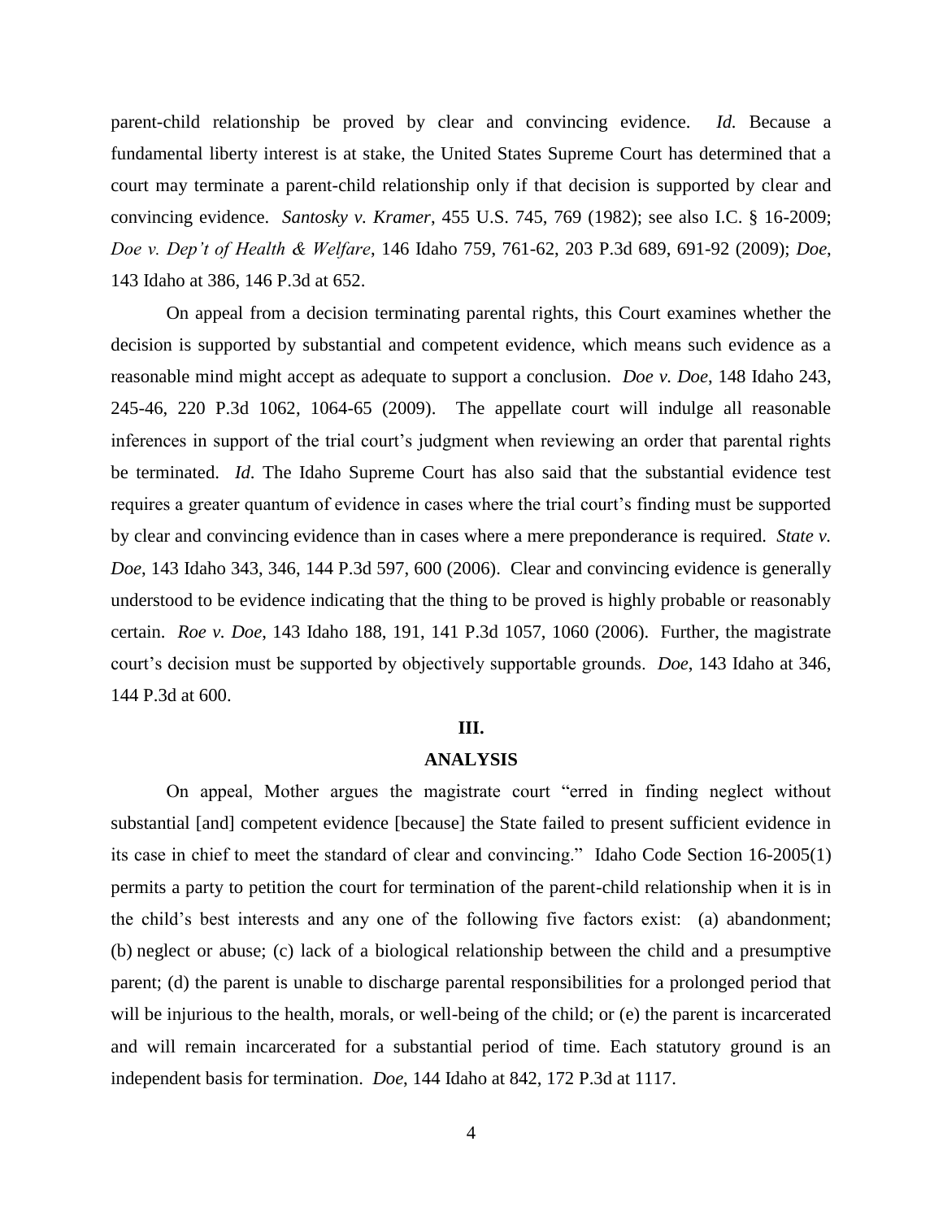parent-child relationship be proved by clear and convincing evidence. *Id.* Because a fundamental liberty interest is at stake, the United States Supreme Court has determined that a court may terminate a parent-child relationship only if that decision is supported by clear and convincing evidence. *Santosky v. Kramer*, 455 U.S. 745, 769 (1982); see also I.C. § 16-2009; *Doe v. Dep't of Health & Welfare*, 146 Idaho 759, 761-62, 203 P.3d 689, 691-92 (2009); *Doe*, 143 Idaho at 386, 146 P.3d at 652.

On appeal from a decision terminating parental rights, this Court examines whether the decision is supported by substantial and competent evidence, which means such evidence as a reasonable mind might accept as adequate to support a conclusion. *Doe v. Doe*, 148 Idaho 243, 245-46, 220 P.3d 1062, 1064-65 (2009). The appellate court will indulge all reasonable inferences in support of the trial court's judgment when reviewing an order that parental rights be terminated. *Id*. The Idaho Supreme Court has also said that the substantial evidence test requires a greater quantum of evidence in cases where the trial court's finding must be supported by clear and convincing evidence than in cases where a mere preponderance is required. *State v. Doe*, 143 Idaho 343, 346, 144 P.3d 597, 600 (2006). Clear and convincing evidence is generally understood to be evidence indicating that the thing to be proved is highly probable or reasonably certain. *Roe v. Doe*, 143 Idaho 188, 191, 141 P.3d 1057, 1060 (2006). Further, the magistrate court's decision must be supported by objectively supportable grounds. *Doe*, 143 Idaho at 346, 144 P.3d at 600.

## III.

## ANALYSIS

On appeal, Mother argues the magistrate court "erred in finding neglect without substantial [and] competent evidence [because] the State failed to present sufficient evidence in its case in chief to meet the standard of clear and convincing." Idaho Code Section 16-2005(1) permits a party to petition the court for termination of the parent-child relationship when it is in the child's best interests and any one of the following five factors exist: (a) abandonment; (b) neglect or abuse; (c) lack of a biological relationship between the child and a presumptive parent; (d) the parent is unable to discharge parental responsibilities for a prolonged period that will be injurious to the health, morals, or well-being of the child; or (e) the parent is incarcerated and will remain incarcerated for a substantial period of time. Each statutory ground is an independent basis for termination. *Doe*, 144 Idaho at 842, 172 P.3d at 1117.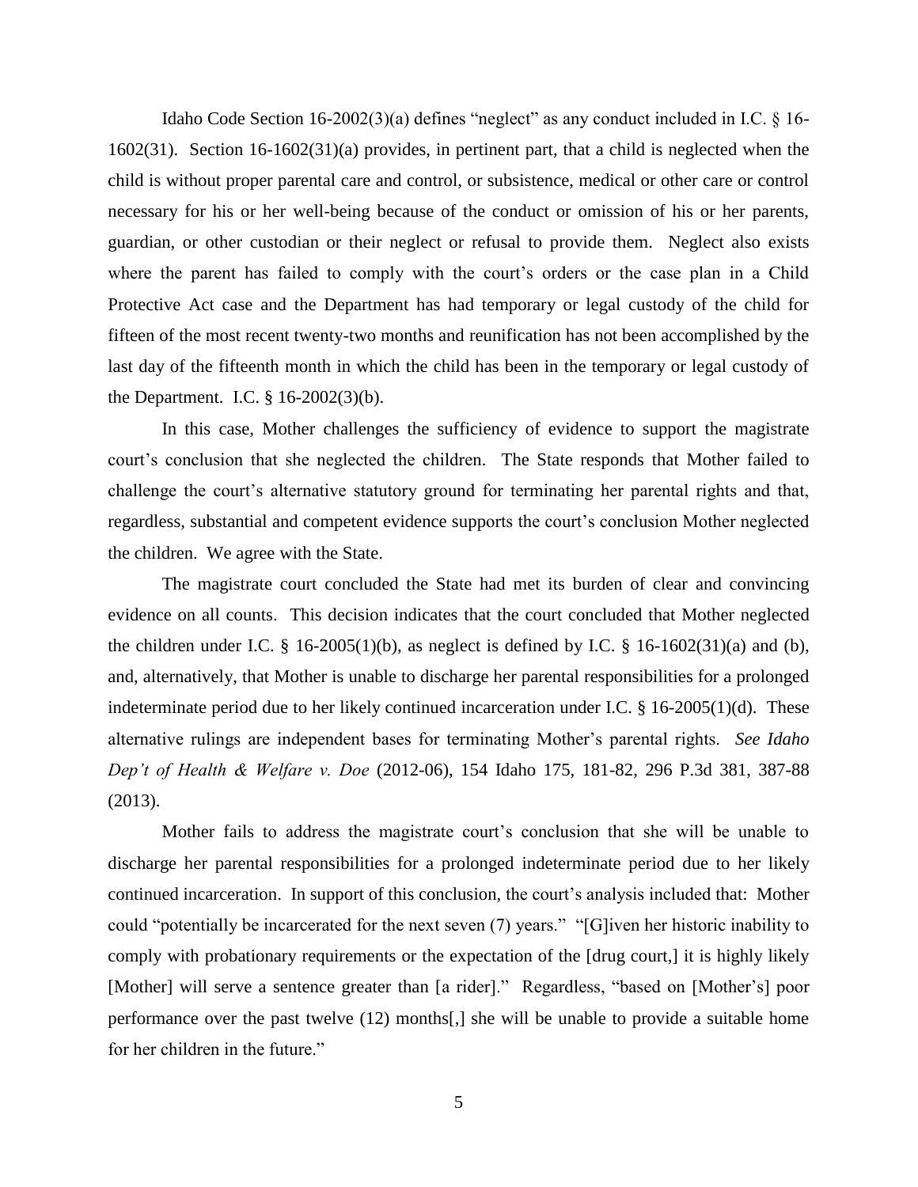Idaho Code Section 16-2002(3)(a) defines "neglect" as any conduct included in I.C. § 16-1602(31). Section 16-1602(31)(a) provides, in pertinent part, that a child is neglected when the child is without proper parental care and control, or subsistence, medical or other care or control necessary for his or her well-being because of the conduct or omission of his or her parents, guardian, or other custodian or their neglect or refusal to provide them. Neglect also exists where the parent has failed to comply with the court's orders or the case plan in a Child Protective Act case and the Department has had temporary or legal custody of the child for fifteen of the most recent twenty-two months and reunification has not been accomplished by the last day of the fifteenth month in which the child has been in the temporary or legal custody of the Department. I.C. § 16-2002(3)(b).

In this case, Mother challenges the sufficiency of evidence to support the magistrate court's conclusion that she neglected the children. The State responds that Mother failed to challenge the court's alternative statutory ground for terminating her parental rights and that, regardless, substantial and competent evidence supports the court's conclusion Mother neglected the children. We agree with the State.

The magistrate court concluded the State had met its burden of clear and convincing evidence on all counts. This decision indicates that the court concluded that Mother neglected the children under I.C. § 16-2005(1)(b), as neglect is defined by I.C. § 16-1602(31)(a) and (b), and, alternatively, that Mother is unable to discharge her parental responsibilities for a prolonged indeterminate period due to her likely continued incarceration under I.C. § 16-2005(1)(d). These alternative rulings are independent bases for terminating Mother's parental rights. *See Idaho Dep't of Health & Welfare v. Doe* (2012-06), 154 Idaho 175, 181-82, 296 P.3d 381, 387-88 (2013).

Mother fails to address the magistrate court's conclusion that she will be unable to discharge her parental responsibilities for a prolonged indeterminate period due to her likely continued incarceration. In support of this conclusion, the court's analysis included that: Mother could "potentially be incarcerated for the next seven (7) years." "[G]iven her historic inability to comply with probationary requirements or the expectation of the [drug court,] it is highly likely [Mother] will serve a sentence greater than [a rider]." Regardless, "based on [Mother's] poor performance over the past twelve (12) months[,] she will be unable to provide a suitable home for her children in the future."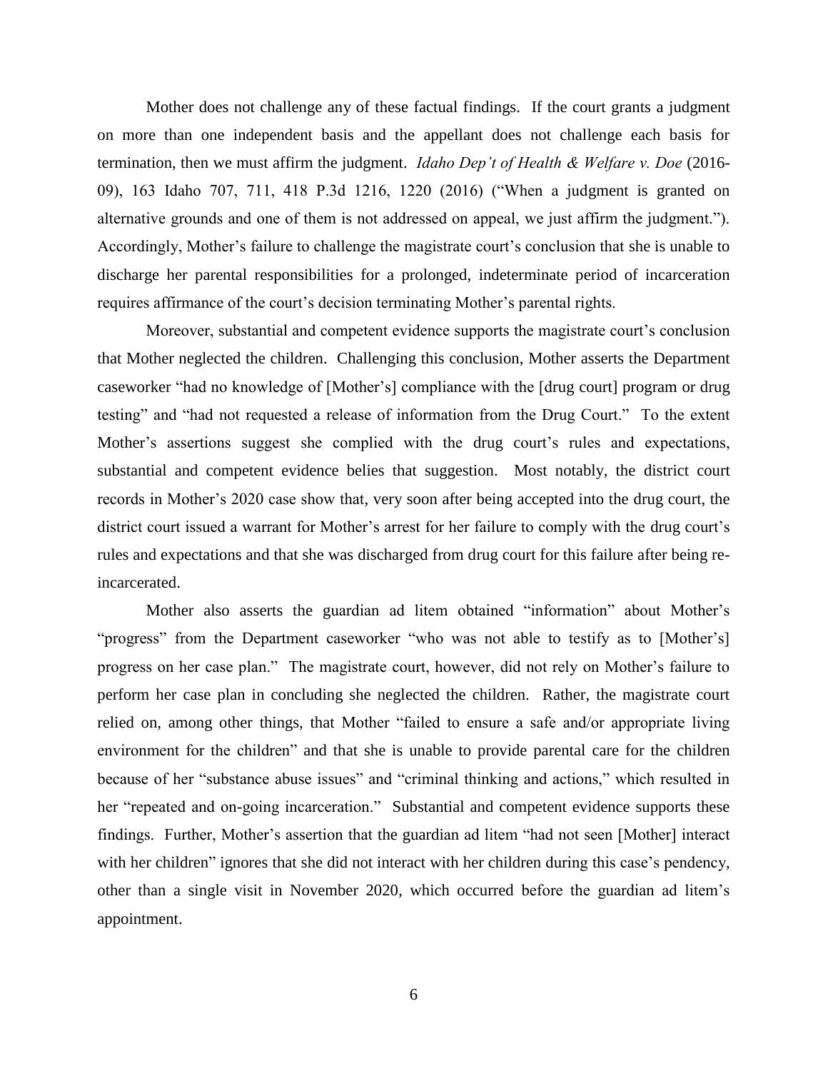Mother does not challenge any of these factual findings. If the court grants a judgment on more than one independent basis and the appellant does not challenge each basis for termination, then we must affirm the judgment. *Idaho Dep't of Health & Welfare v. Doe* (2016-09), 163 Idaho 707, 711, 418 P.3d 1216, 1220 (2016) ("When a judgment is granted on alternative grounds and one of them is not addressed on appeal, we just affirm the judgment."). Accordingly, Mother's failure to challenge the magistrate court's conclusion that she is unable to discharge her parental responsibilities for a prolonged, indeterminate period of incarceration requires affirmance of the court's decision terminating Mother's parental rights.

Moreover, substantial and competent evidence supports the magistrate court's conclusion that Mother neglected the children. Challenging this conclusion, Mother asserts the Department caseworker "had no knowledge of [Mother's] compliance with the [drug court] program or drug testing" and "had not requested a release of information from the Drug Court." To the extent Mother's assertions suggest she complied with the drug court's rules and expectations, substantial and competent evidence belies that suggestion. Most notably, the district court records in Mother's 2020 case show that, very soon after being accepted into the drug court, the district court issued a warrant for Mother's arrest for her failure to comply with the drug court's rules and expectations and that she was discharged from drug court for this failure after being re-incarcerated.

Mother also asserts the guardian ad litem obtained "information" about Mother's "progress" from the Department caseworker "who was not able to testify as to [Mother's] progress on her case plan." The magistrate court, however, did not rely on Mother's failure to perform her case plan in concluding she neglected the children. Rather, the magistrate court relied on, among other things, that Mother "failed to ensure a safe and/or appropriate living environment for the children" and that she is unable to provide parental care for the children because of her "substance abuse issues" and "criminal thinking and actions," which resulted in her "repeated and on-going incarceration." Substantial and competent evidence supports these findings. Further, Mother's assertion that the guardian ad litem "had not seen [Mother] interact with her children" ignores that she did not interact with her children during this case's pendency, other than a single visit in November 2020, which occurred before the guardian ad litem's appointment.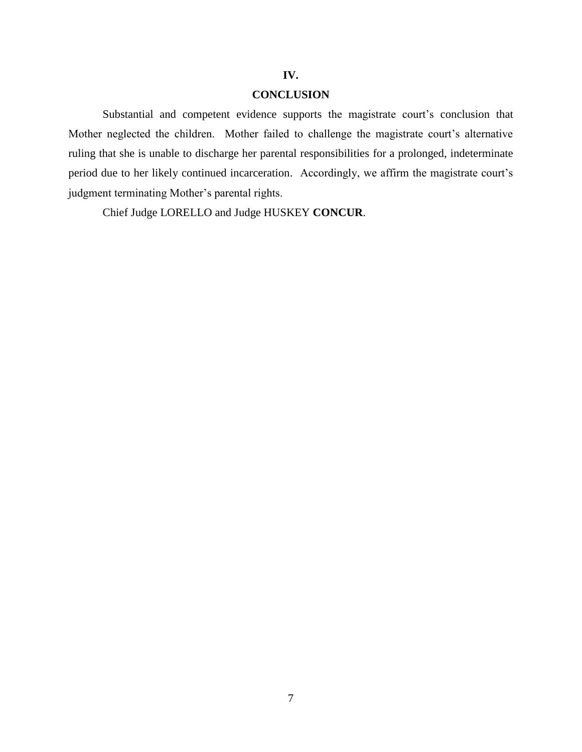## IV.

## CONCLUSION

Substantial and competent evidence supports the magistrate court's conclusion that Mother neglected the children. Mother failed to challenge the magistrate court's alternative ruling that she is unable to discharge her parental responsibilities for a prolonged, indeterminate period due to her likely continued incarceration. Accordingly, we affirm the magistrate court's judgment terminating Mother's parental rights.

Chief Judge LORELLO and Judge HUSKEY **CONCUR**.